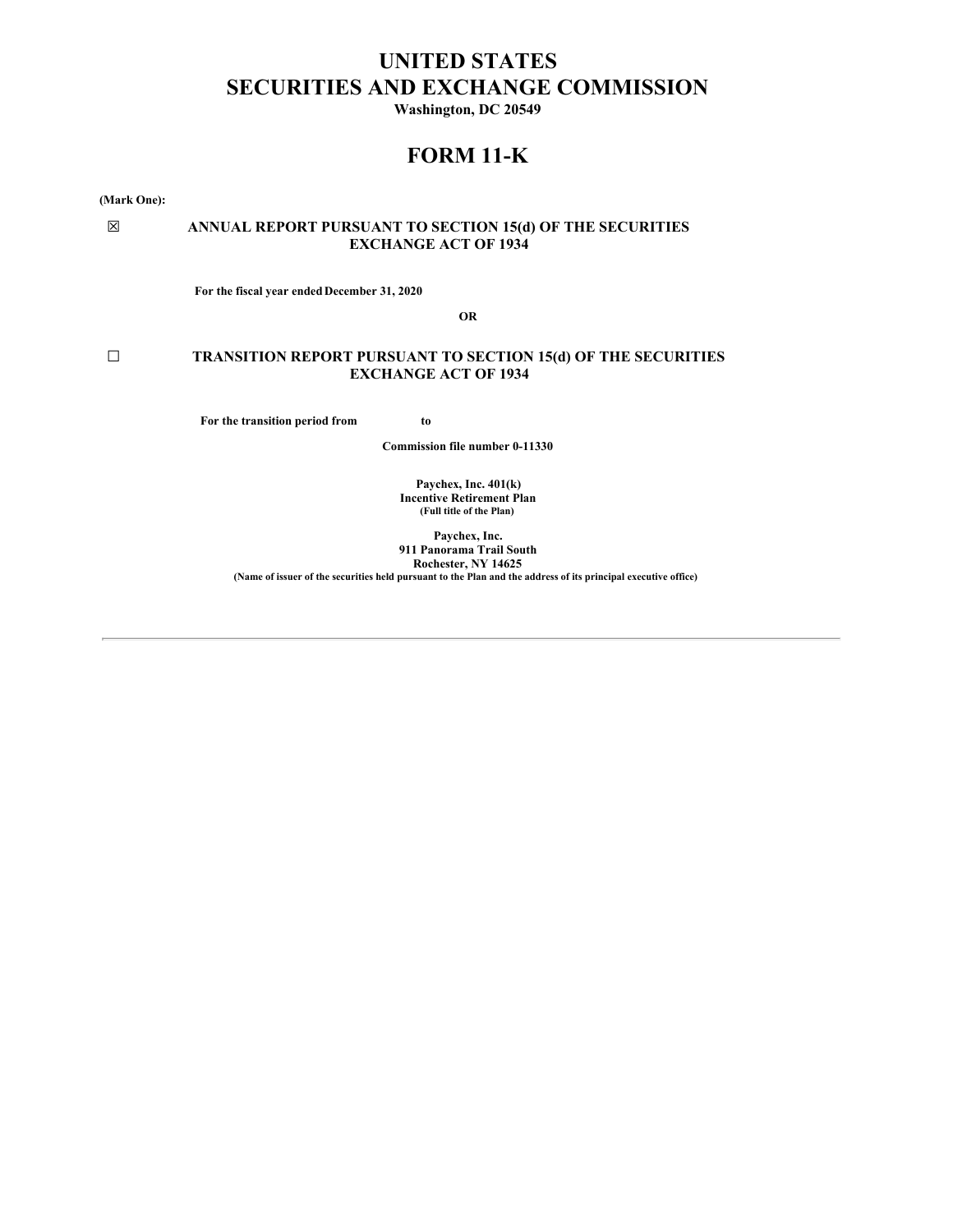# UNITED STATES
# SECURITIES AND EXCHANGE COMMISSION

**Washington, DC 20549**

# FORM 11-K

**(Mark One):**

☒ **ANNUAL REPORT PURSUANT TO SECTION 15(d) OF THE SECURITIES EXCHANGE ACT OF 1934**

**For the fiscal year ended December 31, 2020**

**OR**

☐ **TRANSITION REPORT PURSUANT TO SECTION 15(d) OF THE SECURITIES EXCHANGE ACT OF 1934**

**For the transition period from to**

**Commission file number 0-11330**

**Paychex, Inc. 401(k)**
**Incentive Retirement Plan**
**(Full title of the Plan)**

**Paychex, Inc.**
**911 Panorama Trail South**
**Rochester, NY 14625**
**(Name of issuer of the securities held pursuant to the Plan and the address of its principal executive office)**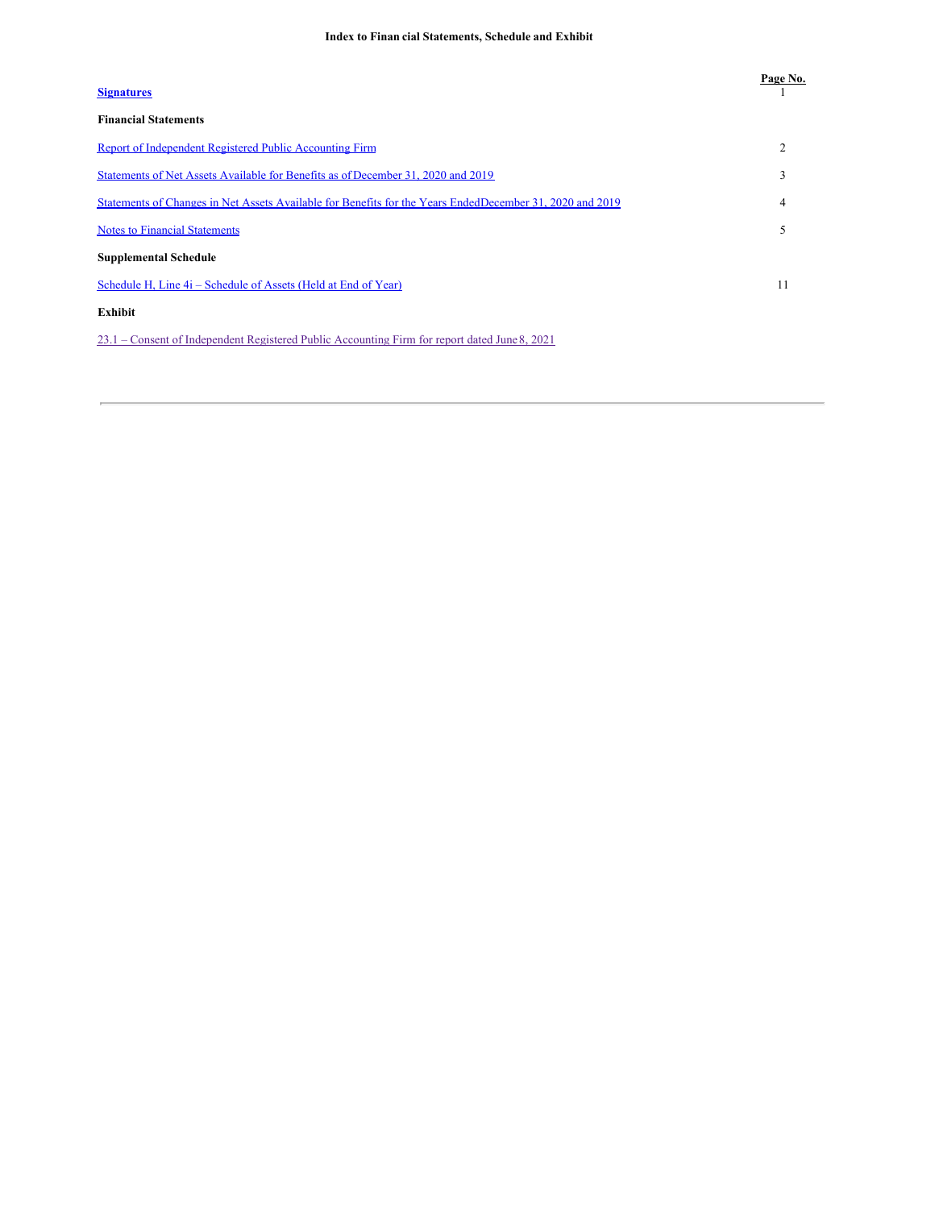**Index to Financial Statements, Schedule and Exhibit**

| | Page No. |
|---|---|
| **Signatures** | 1 |
| **Financial Statements** | |
| Report of Independent Registered Public Accounting Firm | 2 |
| Statements of Net Assets Available for Benefits as of December 31, 2020 and 2019 | 3 |
| Statements of Changes in Net Assets Available for Benefits for the Years Ended December 31, 2020 and 2019 | 4 |
| Notes to Financial Statements | 5 |
| **Supplemental Schedule** | |
| Schedule H, Line 4i – Schedule of Assets (Held at End of Year) | 11 |
| **Exhibit** | |
| 23.1 – Consent of Independent Registered Public Accounting Firm for report dated June 8, 2021 | |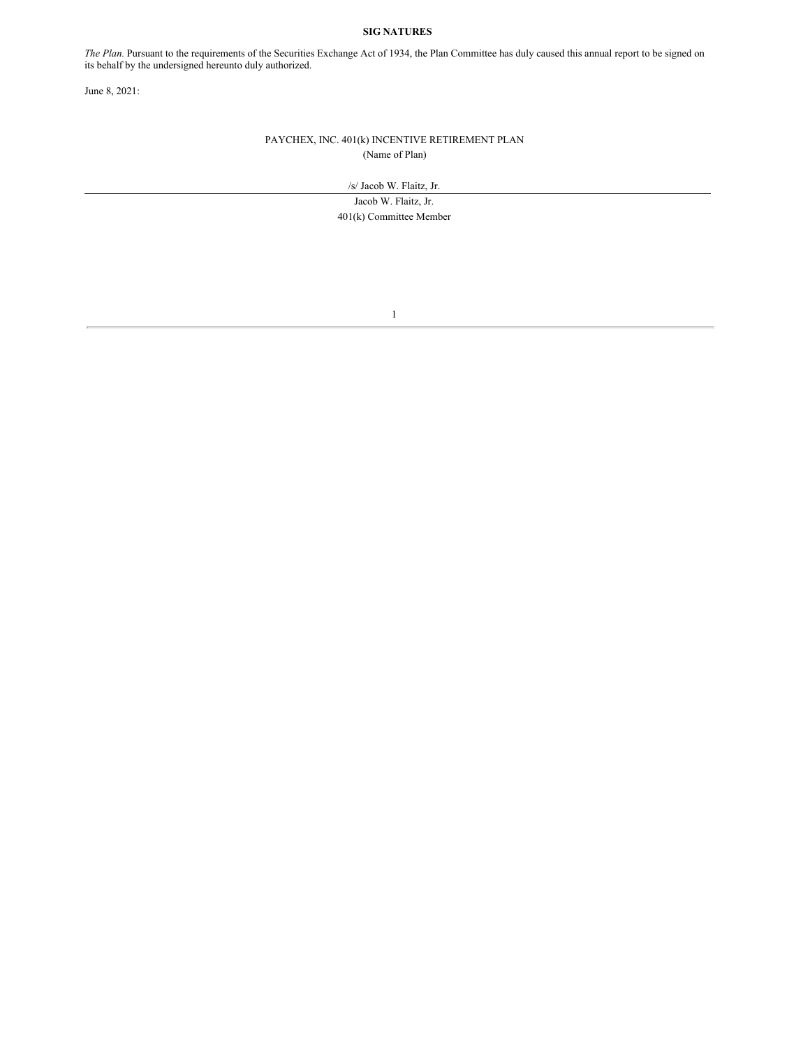**SIG NATURES**

*The Plan.* Pursuant to the requirements of the Securities Exchange Act of 1934, the Plan Committee has duly caused this annual report to be signed on its behalf by the undersigned hereunto duly authorized.

June 8, 2021:

PAYCHEX, INC. 401(k) INCENTIVE RETIREMENT PLAN
(Name of Plan)

/s/ Jacob W. Flaitz, Jr.

Jacob W. Flaitz, Jr.
401(k) Committee Member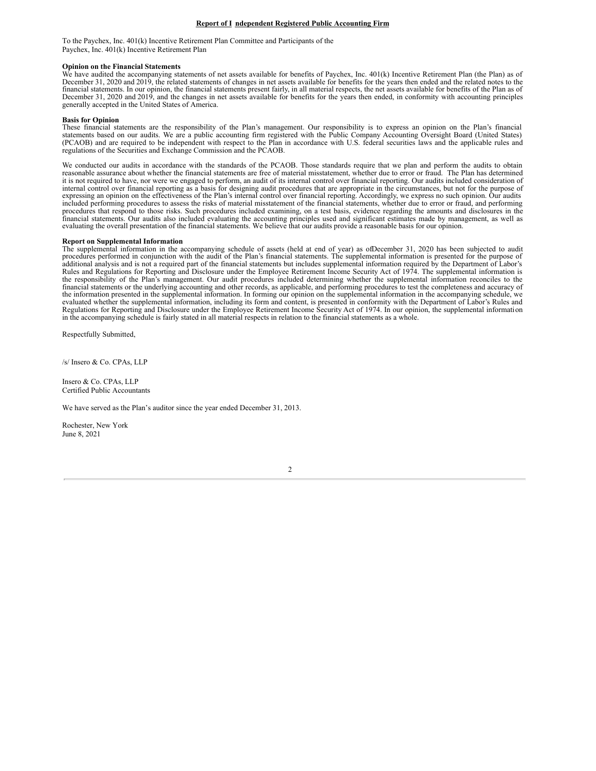# Report of Independent Registered Public Accounting Firm

To the Paychex, Inc. 401(k) Incentive Retirement Plan Committee and Participants of the
Paychex, Inc. 401(k) Incentive Retirement Plan

**Opinion on the Financial Statements**

We have audited the accompanying statements of net assets available for benefits of Paychex, Inc. 401(k) Incentive Retirement Plan (the Plan) as of December 31, 2020 and 2019, the related statements of changes in net assets available for benefits for the years then ended and the related notes to the financial statements. In our opinion, the financial statements present fairly, in all material respects, the net assets available for benefits of the Plan as of December 31, 2020 and 2019, and the changes in net assets available for benefits for the years then ended, in conformity with accounting principles generally accepted in the United States of America.

**Basis for Opinion**

These financial statements are the responsibility of the Plan's management. Our responsibility is to express an opinion on the Plan's financial statements based on our audits. We are a public accounting firm registered with the Public Company Accounting Oversight Board (United States) (PCAOB) and are required to be independent with respect to the Plan in accordance with U.S. federal securities laws and the applicable rules and regulations of the Securities and Exchange Commission and the PCAOB.

We conducted our audits in accordance with the standards of the PCAOB. Those standards require that we plan and perform the audits to obtain reasonable assurance about whether the financial statements are free of material misstatement, whether due to error or fraud. The Plan has determined it is not required to have, nor were we engaged to perform, an audit of its internal control over financial reporting. Our audits included consideration of internal control over financial reporting as a basis for designing audit procedures that are appropriate in the circumstances, but not for the purpose of expressing an opinion on the effectiveness of the Plan's internal control over financial reporting. Accordingly, we express no such opinion. Our audits included performing procedures to assess the risks of material misstatement of the financial statements, whether due to error or fraud, and performing procedures that respond to those risks. Such procedures included examining, on a test basis, evidence regarding the amounts and disclosures in the financial statements. Our audits also included evaluating the accounting principles used and significant estimates made by management, as well as evaluating the overall presentation of the financial statements. We believe that our audits provide a reasonable basis for our opinion.

**Report on Supplemental Information**

The supplemental information in the accompanying schedule of assets (held at end of year) as ofDecember 31, 2020 has been subjected to audit procedures performed in conjunction with the audit of the Plan's financial statements. The supplemental information is presented for the purpose of additional analysis and is not a required part of the financial statements but includes supplemental information required by the Department of Labor's Rules and Regulations for Reporting and Disclosure under the Employee Retirement Income Security Act of 1974. The supplemental information is the responsibility of the Plan's management. Our audit procedures included determining whether the supplemental information reconciles to the financial statements or the underlying accounting and other records, as applicable, and performing procedures to test the completeness and accuracy of the information presented in the supplemental information. In forming our opinion on the supplemental information in the accompanying schedule, we evaluated whether the supplemental information, including its form and content, is presented in conformity with the Department of Labor's Rules and Regulations for Reporting and Disclosure under the Employee Retirement Income Security Act of 1974. In our opinion, the supplemental information in the accompanying schedule is fairly stated in all material respects in relation to the financial statements as a whole.

Respectfully Submitted,

/s/ Insero & Co. CPAs, LLP

Insero & Co. CPAs, LLP
Certified Public Accountants

We have served as the Plan's auditor since the year ended December 31, 2013.

Rochester, New York
June 8, 2021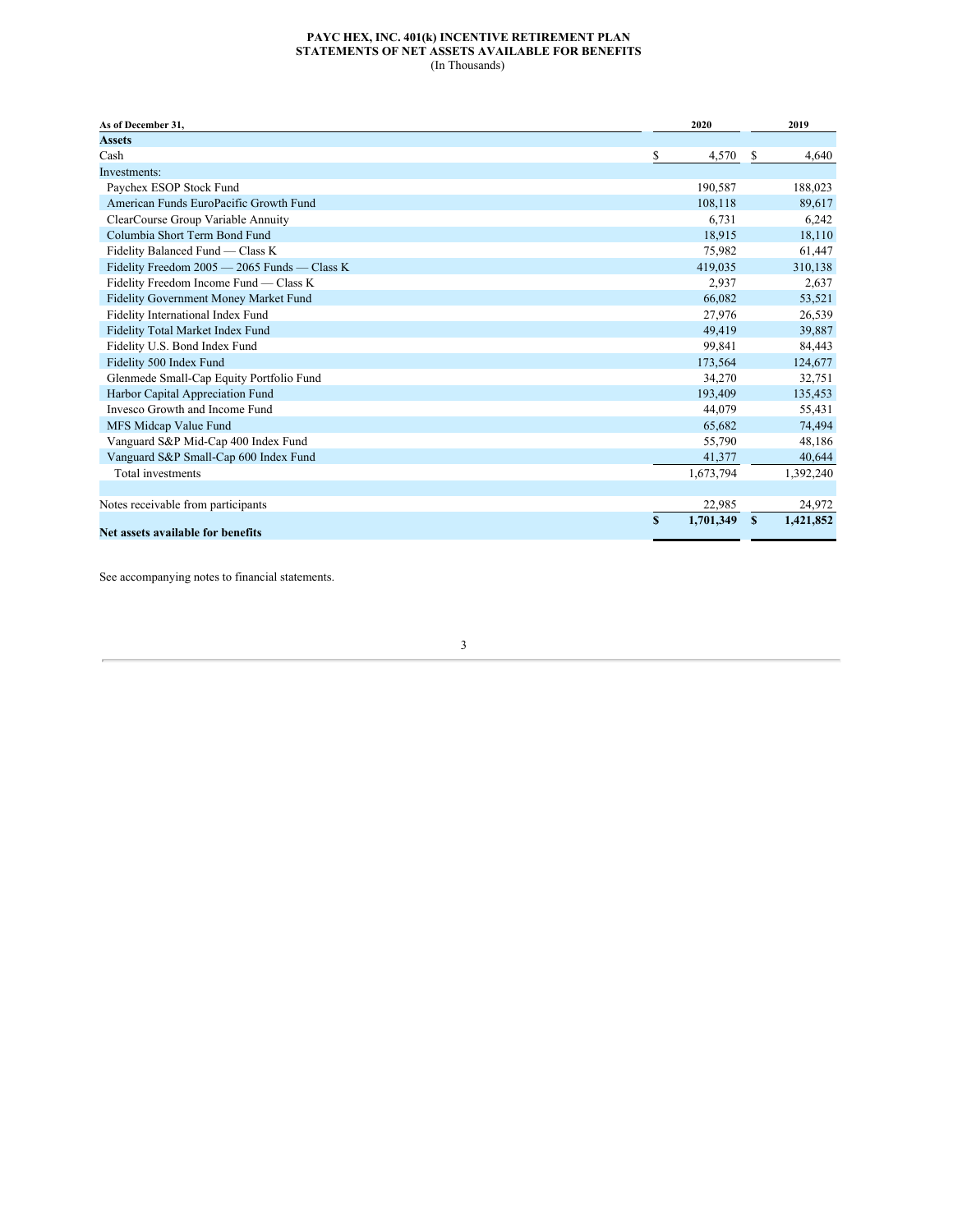# PAYCHEX, INC. 401(k) INCENTIVE RETIREMENT PLAN
## STATEMENTS OF NET ASSETS AVAILABLE FOR BENEFITS
(In Thousands)

| As of December 31, | 2020 | 2019 |
|---|---|---|
| **Assets** | | |
| Cash | $ 4,570 | $ 4,640 |
| Investments: | | |
| Paychex ESOP Stock Fund | 190,587 | 188,023 |
| American Funds EuroPacific Growth Fund | 108,118 | 89,617 |
| ClearCourse Group Variable Annuity | 6,731 | 6,242 |
| Columbia Short Term Bond Fund | 18,915 | 18,110 |
| Fidelity Balanced Fund — Class K | 75,982 | 61,447 |
| Fidelity Freedom 2005 — 2065 Funds — Class K | 419,035 | 310,138 |
| Fidelity Freedom Income Fund — Class K | 2,937 | 2,637 |
| Fidelity Government Money Market Fund | 66,082 | 53,521 |
| Fidelity International Index Fund | 27,976 | 26,539 |
| Fidelity Total Market Index Fund | 49,419 | 39,887 |
| Fidelity U.S. Bond Index Fund | 99,841 | 84,443 |
| Fidelity 500 Index Fund | 173,564 | 124,677 |
| Glenmede Small-Cap Equity Portfolio Fund | 34,270 | 32,751 |
| Harbor Capital Appreciation Fund | 193,409 | 135,453 |
| Invesco Growth and Income Fund | 44,079 | 55,431 |
| MFS Midcap Value Fund | 65,682 | 74,494 |
| Vanguard S&P Mid-Cap 400 Index Fund | 55,790 | 48,186 |
| Vanguard S&P Small-Cap 600 Index Fund | 41,377 | 40,644 |
| Total investments | 1,673,794 | 1,392,240 |
| | | |
| Notes receivable from participants | 22,985 | 24,972 |
| **Net assets available for benefits** | **$ 1,701,349** | **$ 1,421,852** |

See accompanying notes to financial statements.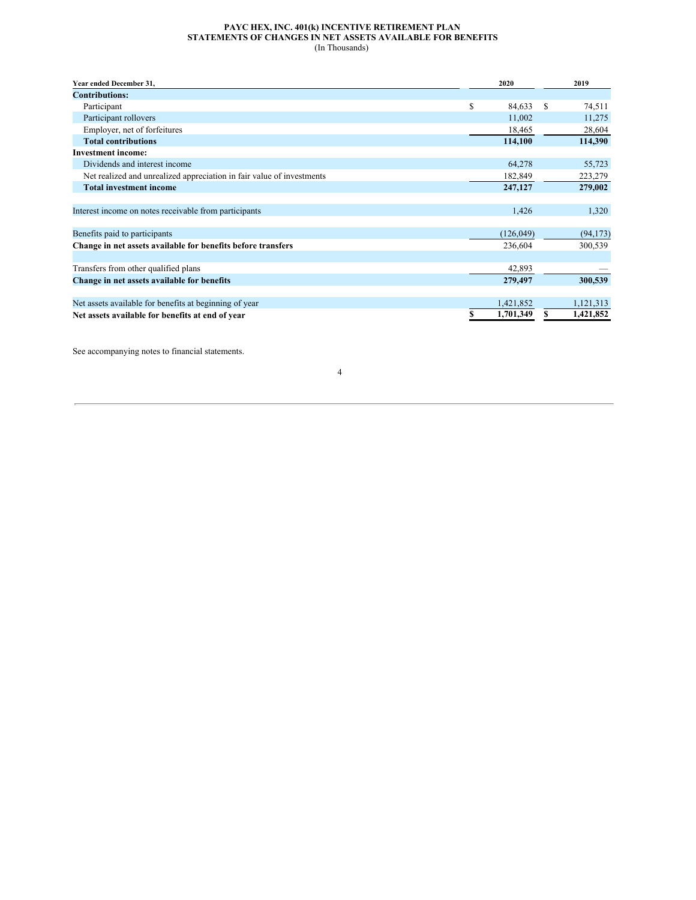# PAYCHEX, INC. 401(k) INCENTIVE RETIREMENT PLAN
## STATEMENTS OF CHANGES IN NET ASSETS AVAILABLE FOR BENEFITS
(In Thousands)

| Year ended December 31, | 2020 | 2019 |
|---|---|---|
| **Contributions:** | | |
| Participant | $ 84,633 | $ 74,511 |
| Participant rollovers | 11,002 | 11,275 |
| Employer, net of forfeitures | 18,465 | 28,604 |
| **Total contributions** | **114,100** | **114,390** |
| **Investment income:** | | |
| Dividends and interest income | 64,278 | 55,723 |
| Net realized and unrealized appreciation in fair value of investments | 182,849 | 223,279 |
| **Total investment income** | **247,127** | **279,002** |
| | | |
| Interest income on notes receivable from participants | 1,426 | 1,320 |
| | | |
| Benefits paid to participants | (126,049) | (94,173) |
| **Change in net assets available for benefits before transfers** | 236,604 | 300,539 |
| | | |
| Transfers from other qualified plans | 42,893 | — |
| **Change in net assets available for benefits** | **279,497** | **300,539** |
| | | |
| Net assets available for benefits at beginning of year | 1,421,852 | 1,121,313 |
| **Net assets available for benefits at end of year** | **$ 1,701,349** | **$ 1,421,852** |

See accompanying notes to financial statements.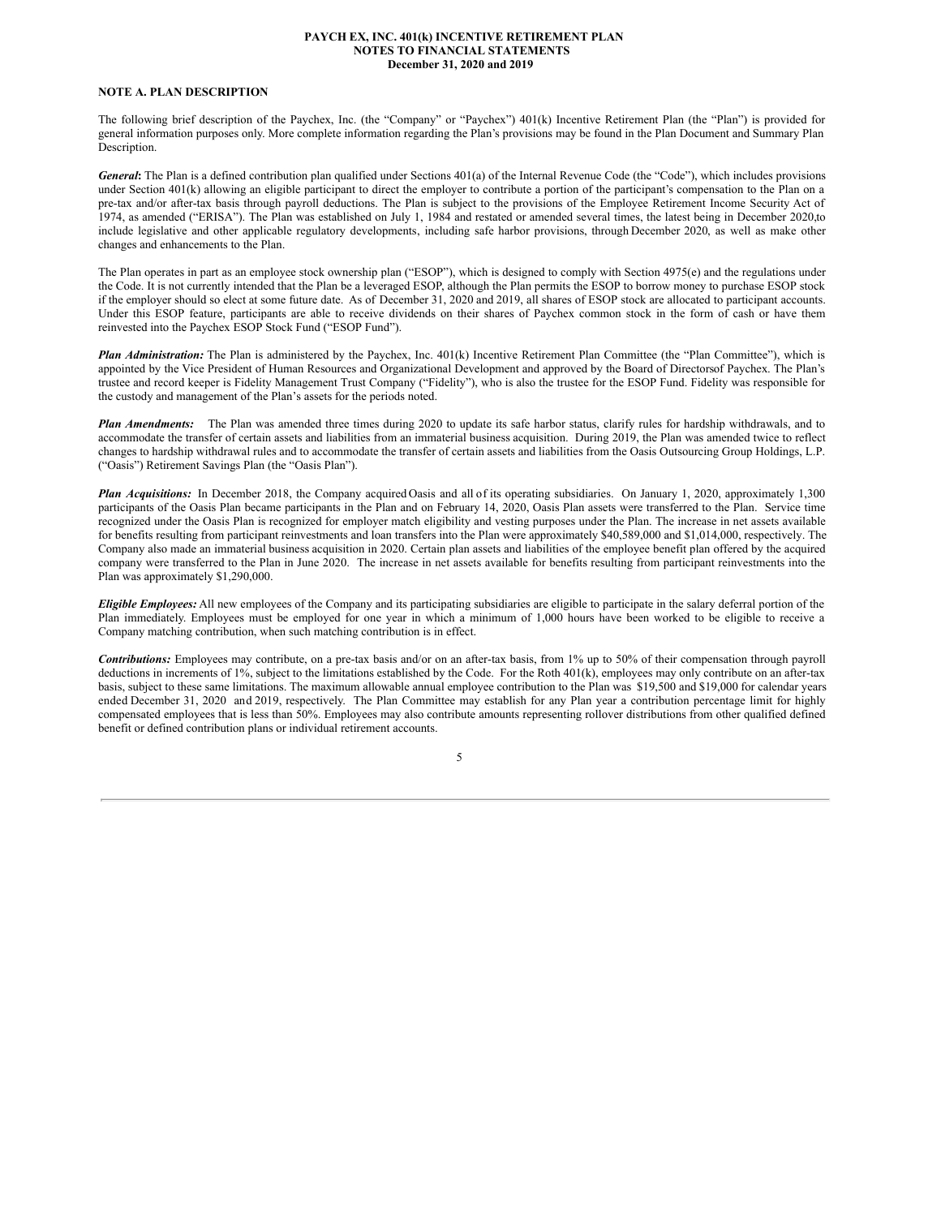# PAYCH EX, INC. 401(k) INCENTIVE RETIREMENT PLAN
## NOTES TO FINANCIAL STATEMENTS
### December 31, 2020 and 2019

## NOTE A. PLAN DESCRIPTION

The following brief description of the Paychex, Inc. (the "Company" or "Paychex") 401(k) Incentive Retirement Plan (the "Plan") is provided for general information purposes only. More complete information regarding the Plan's provisions may be found in the Plan Document and Summary Plan Description.

***General*:** The Plan is a defined contribution plan qualified under Sections 401(a) of the Internal Revenue Code (the "Code"), which includes provisions under Section 401(k) allowing an eligible participant to direct the employer to contribute a portion of the participant's compensation to the Plan on a pre-tax and/or after-tax basis through payroll deductions. The Plan is subject to the provisions of the Employee Retirement Income Security Act of 1974, as amended ("ERISA"). The Plan was established on July 1, 1984 and restated or amended several times, the latest being in December 2020,to include legislative and other applicable regulatory developments, including safe harbor provisions, through December 2020, as well as make other changes and enhancements to the Plan.

The Plan operates in part as an employee stock ownership plan ("ESOP"), which is designed to comply with Section 4975(e) and the regulations under the Code. It is not currently intended that the Plan be a leveraged ESOP, although the Plan permits the ESOP to borrow money to purchase ESOP stock if the employer should so elect at some future date. As of December 31, 2020 and 2019, all shares of ESOP stock are allocated to participant accounts. Under this ESOP feature, participants are able to receive dividends on their shares of Paychex common stock in the form of cash or have them reinvested into the Paychex ESOP Stock Fund ("ESOP Fund").

***Plan Administration:*** The Plan is administered by the Paychex, Inc. 401(k) Incentive Retirement Plan Committee (the "Plan Committee"), which is appointed by the Vice President of Human Resources and Organizational Development and approved by the Board of Directorsof Paychex. The Plan's trustee and record keeper is Fidelity Management Trust Company ("Fidelity"), who is also the trustee for the ESOP Fund. Fidelity was responsible for the custody and management of the Plan's assets for the periods noted.

***Plan Amendments:*** The Plan was amended three times during 2020 to update its safe harbor status, clarify rules for hardship withdrawals, and to accommodate the transfer of certain assets and liabilities from an immaterial business acquisition. During 2019, the Plan was amended twice to reflect changes to hardship withdrawal rules and to accommodate the transfer of certain assets and liabilities from the Oasis Outsourcing Group Holdings, L.P. ("Oasis") Retirement Savings Plan (the "Oasis Plan").

***Plan Acquisitions:*** In December 2018, the Company acquired Oasis and all of its operating subsidiaries. On January 1, 2020, approximately 1,300 participants of the Oasis Plan became participants in the Plan and on February 14, 2020, Oasis Plan assets were transferred to the Plan. Service time recognized under the Oasis Plan is recognized for employer match eligibility and vesting purposes under the Plan. The increase in net assets available for benefits resulting from participant reinvestments and loan transfers into the Plan were approximately $40,589,000 and $1,014,000, respectively. The Company also made an immaterial business acquisition in 2020. Certain plan assets and liabilities of the employee benefit plan offered by the acquired company were transferred to the Plan in June 2020. The increase in net assets available for benefits resulting from participant reinvestments into the Plan was approximately $1,290,000.

***Eligible Employees:*** All new employees of the Company and its participating subsidiaries are eligible to participate in the salary deferral portion of the Plan immediately. Employees must be employed for one year in which a minimum of 1,000 hours have been worked to be eligible to receive a Company matching contribution, when such matching contribution is in effect.

***Contributions:*** Employees may contribute, on a pre-tax basis and/or on an after-tax basis, from 1% up to 50% of their compensation through payroll deductions in increments of 1%, subject to the limitations established by the Code. For the Roth 401(k), employees may only contribute on an after-tax basis, subject to these same limitations. The maximum allowable annual employee contribution to the Plan was $19,500 and $19,000 for calendar years ended December 31, 2020 and 2019, respectively. The Plan Committee may establish for any Plan year a contribution percentage limit for highly compensated employees that is less than 50%. Employees may also contribute amounts representing rollover distributions from other qualified defined benefit or defined contribution plans or individual retirement accounts.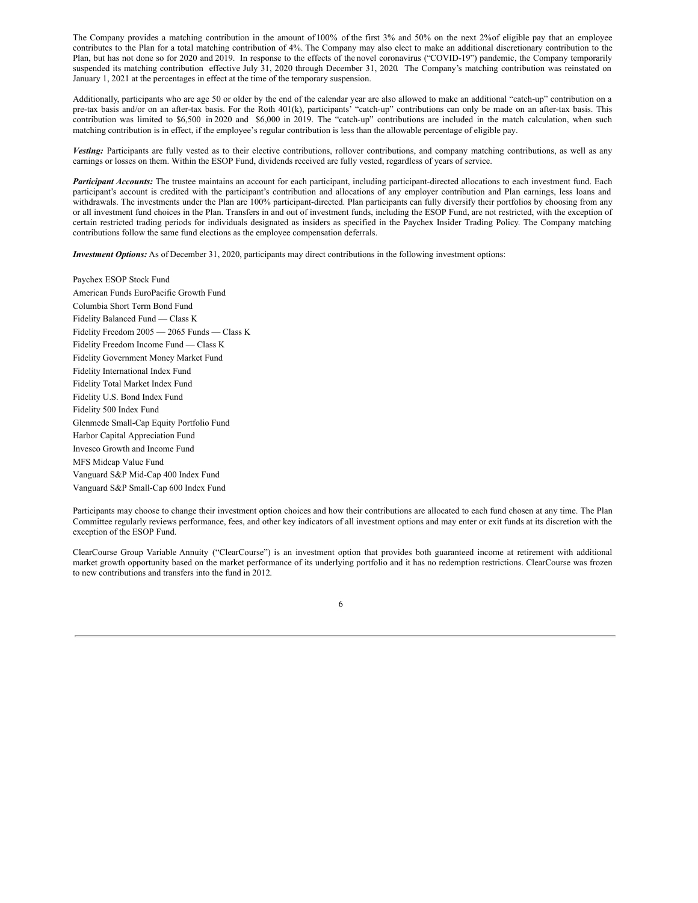The Company provides a matching contribution in the amount of 100% of the first 3% and 50% on the next 2% of eligible pay that an employee contributes to the Plan for a total matching contribution of 4%. The Company may also elect to make an additional discretionary contribution to the Plan, but has not done so for 2020 and 2019. In response to the effects of the novel coronavirus ("COVID-19") pandemic, the Company temporarily suspended its matching contribution effective July 31, 2020 through December 31, 2020. The Company's matching contribution was reinstated on January 1, 2021 at the percentages in effect at the time of the temporary suspension.

Additionally, participants who are age 50 or older by the end of the calendar year are also allowed to make an additional "catch-up" contribution on a pre-tax basis and/or on an after-tax basis. For the Roth 401(k), participants' "catch-up" contributions can only be made on an after-tax basis. This contribution was limited to $6,500 in 2020 and $6,000 in 2019. The "catch-up" contributions are included in the match calculation, when such matching contribution is in effect, if the employee's regular contribution is less than the allowable percentage of eligible pay.

***Vesting:*** Participants are fully vested as to their elective contributions, rollover contributions, and company matching contributions, as well as any earnings or losses on them. Within the ESOP Fund, dividends received are fully vested, regardless of years of service.

***Participant Accounts:*** The trustee maintains an account for each participant, including participant-directed allocations to each investment fund. Each participant's account is credited with the participant's contribution and allocations of any employer contribution and Plan earnings, less loans and withdrawals. The investments under the Plan are 100% participant-directed. Plan participants can fully diversify their portfolios by choosing from any or all investment fund choices in the Plan. Transfers in and out of investment funds, including the ESOP Fund, are not restricted, with the exception of certain restricted trading periods for individuals designated as insiders as specified in the Paychex Insider Trading Policy. The Company matching contributions follow the same fund elections as the employee compensation deferrals.

***Investment Options:*** As of December 31, 2020, participants may direct contributions in the following investment options:

Paychex ESOP Stock Fund
American Funds EuroPacific Growth Fund
Columbia Short Term Bond Fund
Fidelity Balanced Fund — Class K
Fidelity Freedom 2005 — 2065 Funds — Class K
Fidelity Freedom Income Fund — Class K
Fidelity Government Money Market Fund
Fidelity International Index Fund
Fidelity Total Market Index Fund
Fidelity U.S. Bond Index Fund
Fidelity 500 Index Fund
Glenmede Small-Cap Equity Portfolio Fund
Harbor Capital Appreciation Fund
Invesco Growth and Income Fund
MFS Midcap Value Fund
Vanguard S&P Mid-Cap 400 Index Fund
Vanguard S&P Small-Cap 600 Index Fund

Participants may choose to change their investment option choices and how their contributions are allocated to each fund chosen at any time. The Plan Committee regularly reviews performance, fees, and other key indicators of all investment options and may enter or exit funds at its discretion with the exception of the ESOP Fund.

ClearCourse Group Variable Annuity ("ClearCourse") is an investment option that provides both guaranteed income at retirement with additional market growth opportunity based on the market performance of its underlying portfolio and it has no redemption restrictions. ClearCourse was frozen to new contributions and transfers into the fund in 2012.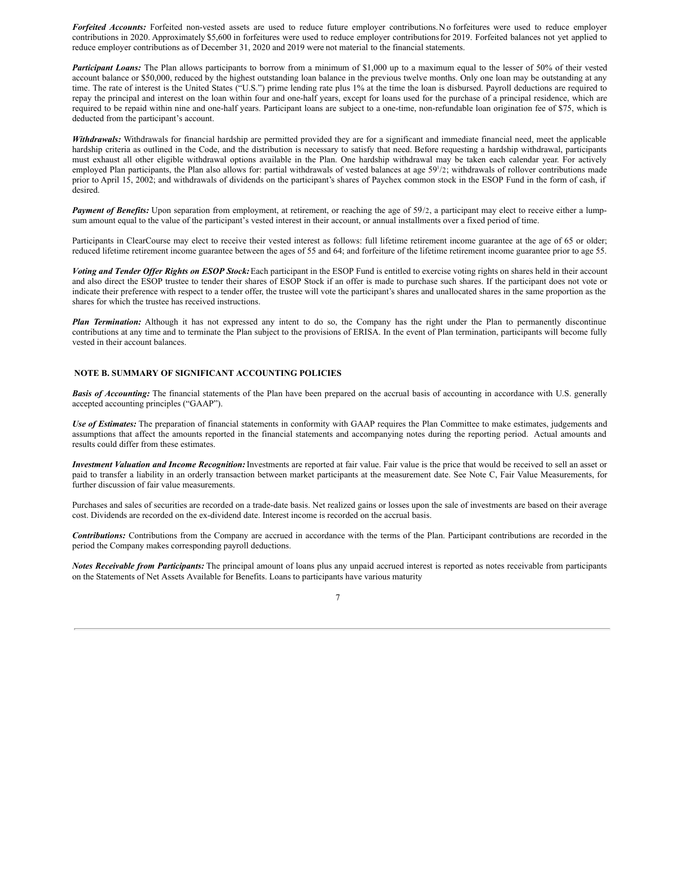***Forfeited Accounts:*** Forfeited non-vested assets are used to reduce future employer contributions. No forfeitures were used to reduce employer contributions in 2020. Approximately $5,600 in forfeitures were used to reduce employer contributions for 2019. Forfeited balances not yet applied to reduce employer contributions as of December 31, 2020 and 2019 were not material to the financial statements.

***Participant Loans:*** The Plan allows participants to borrow from a minimum of $1,000 up to a maximum equal to the lesser of 50% of their vested account balance or $50,000, reduced by the highest outstanding loan balance in the previous twelve months. Only one loan may be outstanding at any time. The rate of interest is the United States ("U.S.") prime lending rate plus 1% at the time the loan is disbursed. Payroll deductions are required to repay the principal and interest on the loan within four and one-half years, except for loans used for the purchase of a principal residence, which are required to be repaid within nine and one-half years. Participant loans are subject to a one-time, non-refundable loan origination fee of $75, which is deducted from the participant's account.

***Withdrawals:*** Withdrawals for financial hardship are permitted provided they are for a significant and immediate financial need, meet the applicable hardship criteria as outlined in the Code, and the distribution is necessary to satisfy that need. Before requesting a hardship withdrawal, participants must exhaust all other eligible withdrawal options available in the Plan. One hardship withdrawal may be taken each calendar year. For actively employed Plan participants, the Plan also allows for: partial withdrawals of vested balances at age 59$^1/_2$; withdrawals of rollover contributions made prior to April 15, 2002; and withdrawals of dividends on the participant's shares of Paychex common stock in the ESOP Fund in the form of cash, if desired.

***Payment of Benefits:*** Upon separation from employment, at retirement, or reaching the age of 59$^1/_2$, a participant may elect to receive either a lump-sum amount equal to the value of the participant's vested interest in their account, or annual installments over a fixed period of time.

Participants in ClearCourse may elect to receive their vested interest as follows: full lifetime retirement income guarantee at the age of 65 or older; reduced lifetime retirement income guarantee between the ages of 55 and 64; and forfeiture of the lifetime retirement income guarantee prior to age 55.

***Voting and Tender Offer Rights on ESOP Stock:*** Each participant in the ESOP Fund is entitled to exercise voting rights on shares held in their account and also direct the ESOP trustee to tender their shares of ESOP Stock if an offer is made to purchase such shares. If the participant does not vote or indicate their preference with respect to a tender offer, the trustee will vote the participant's shares and unallocated shares in the same proportion as the shares for which the trustee has received instructions.

***Plan Termination:*** Although it has not expressed any intent to do so, the Company has the right under the Plan to permanently discontinue contributions at any time and to terminate the Plan subject to the provisions of ERISA. In the event of Plan termination, participants will become fully vested in their account balances.

## NOTE B. SUMMARY OF SIGNIFICANT ACCOUNTING POLICIES

***Basis of Accounting:*** The financial statements of the Plan have been prepared on the accrual basis of accounting in accordance with U.S. generally accepted accounting principles ("GAAP").

***Use of Estimates:*** The preparation of financial statements in conformity with GAAP requires the Plan Committee to make estimates, judgements and assumptions that affect the amounts reported in the financial statements and accompanying notes during the reporting period. Actual amounts and results could differ from these estimates.

***Investment Valuation and Income Recognition:*** Investments are reported at fair value. Fair value is the price that would be received to sell an asset or paid to transfer a liability in an orderly transaction between market participants at the measurement date. See Note C, Fair Value Measurements, for further discussion of fair value measurements.

Purchases and sales of securities are recorded on a trade-date basis. Net realized gains or losses upon the sale of investments are based on their average cost. Dividends are recorded on the ex-dividend date. Interest income is recorded on the accrual basis.

***Contributions:*** Contributions from the Company are accrued in accordance with the terms of the Plan. Participant contributions are recorded in the period the Company makes corresponding payroll deductions.

***Notes Receivable from Participants:*** The principal amount of loans plus any unpaid accrued interest is reported as notes receivable from participants on the Statements of Net Assets Available for Benefits. Loans to participants have various maturity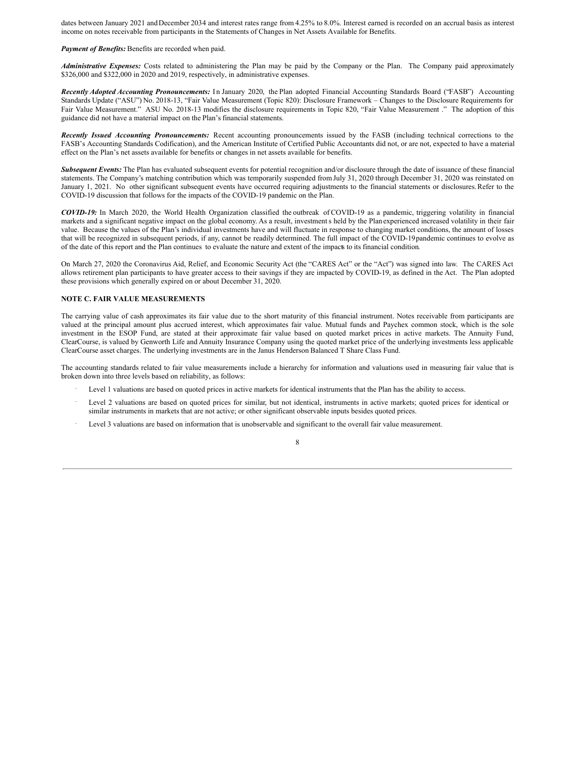dates between January 2021 and December 2034 and interest rates range from 4.25% to 8.0%. Interest earned is recorded on an accrual basis as interest income on notes receivable from participants in the Statements of Changes in Net Assets Available for Benefits.

***Payment of Benefits:*** Benefits are recorded when paid.

***Administrative Expenses:*** Costs related to administering the Plan may be paid by the Company or the Plan. The Company paid approximately $326,000 and $322,000 in 2020 and 2019, respectively, in administrative expenses.

***Recently Adopted Accounting Pronouncements:*** In January 2020, the Plan adopted Financial Accounting Standards Board ("FASB") Accounting Standards Update ("ASU") No. 2018-13, "Fair Value Measurement (Topic 820): Disclosure Framework – Changes to the Disclosure Requirements for Fair Value Measurement." ASU No. 2018-13 modifies the disclosure requirements in Topic 820, "Fair Value Measurement." The adoption of this guidance did not have a material impact on the Plan's financial statements.

***Recently Issued Accounting Pronouncements:*** Recent accounting pronouncements issued by the FASB (including technical corrections to the FASB's Accounting Standards Codification), and the American Institute of Certified Public Accountants did not, or are not, expected to have a material effect on the Plan's net assets available for benefits or changes in net assets available for benefits.

***Subsequent Events:*** The Plan has evaluated subsequent events for potential recognition and/or disclosure through the date of issuance of these financial statements. The Company's matching contribution which was temporarily suspended from July 31, 2020 through December 31, 2020 was reinstated on January 1, 2021. No other significant subsequent events have occurred requiring adjustments to the financial statements or disclosures. Refer to the COVID-19 discussion that follows for the impacts of the COVID-19 pandemic on the Plan.

***COVID-19:*** In March 2020, the World Health Organization classified the outbreak of COVID-19 as a pandemic, triggering volatility in financial markets and a significant negative impact on the global economy. As a result, investments held by the Plan experienced increased volatility in their fair value. Because the values of the Plan's individual investments have and will fluctuate in response to changing market conditions, the amount of losses that will be recognized in subsequent periods, if any, cannot be readily determined. The full impact of the COVID-19 pandemic continues to evolve as of the date of this report and the Plan continues to evaluate the nature and extent of the impacts to its financial condition.

On March 27, 2020 the Coronavirus Aid, Relief, and Economic Security Act (the "CARES Act" or the "Act") was signed into law. The CARES Act allows retirement plan participants to have greater access to their savings if they are impacted by COVID-19, as defined in the Act. The Plan adopted these provisions which generally expired on or about December 31, 2020.

**NOTE C. FAIR VALUE MEASUREMENTS**

The carrying value of cash approximates its fair value due to the short maturity of this financial instrument. Notes receivable from participants are valued at the principal amount plus accrued interest, which approximates fair value. Mutual funds and Paychex common stock, which is the sole investment in the ESOP Fund, are stated at their approximate fair value based on quoted market prices in active markets. The Annuity Fund, ClearCourse, is valued by Genworth Life and Annuity Insurance Company using the quoted market price of the underlying investments less applicable ClearCourse asset charges. The underlying investments are in the Janus Henderson Balanced T Share Class Fund.

The accounting standards related to fair value measurements include a hierarchy for information and valuations used in measuring fair value that is broken down into three levels based on reliability, as follows:

- Level 1 valuations are based on quoted prices in active markets for identical instruments that the Plan has the ability to access.
- Level 2 valuations are based on quoted prices for similar, but not identical, instruments in active markets; quoted prices for identical or similar instruments in markets that are not active; or other significant observable inputs besides quoted prices.
- Level 3 valuations are based on information that is unobservable and significant to the overall fair value measurement.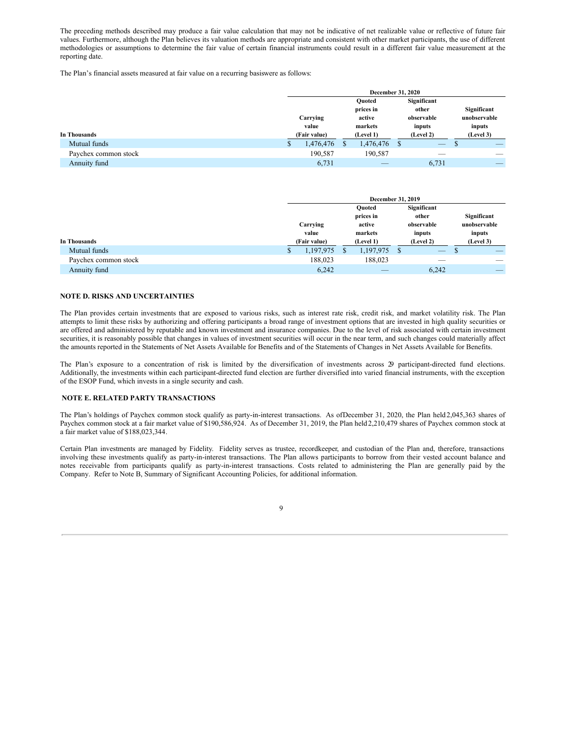The preceding methods described may produce a fair value calculation that may not be indicative of net realizable value or reflective of future fair values. Furthermore, although the Plan believes its valuation methods are appropriate and consistent with other market participants, the use of different methodologies or assumptions to determine the fair value of certain financial instruments could result in a different fair value measurement at the reporting date.

The Plan's financial assets measured at fair value on a recurring basiswere as follows:

| | December 31, 2020 | | | |
|---|---|---|---|---|
| In Thousands | Carrying value (Fair value) | Quoted prices in active markets (Level 1) | Significant other observable inputs (Level 2) | Significant unobservable inputs (Level 3) |
| Mutual funds | $ 1,476,476 | $ 1,476,476 | $ — | $ — |
| Paychex common stock | 190,587 | 190,587 | — | — |
| Annuity fund | 6,731 | — | 6,731 | — |

| | December 31, 2019 | | | |
|---|---|---|---|---|
| In Thousands | Carrying value (Fair value) | Quoted prices in active markets (Level 1) | Significant other observable inputs (Level 2) | Significant unobservable inputs (Level 3) |
| Mutual funds | $ 1,197,975 | $ 1,197,975 | $ — | $ — |
| Paychex common stock | 188,023 | 188,023 | — | — |
| Annuity fund | 6,242 | — | 6,242 | — |

**NOTE D. RISKS AND UNCERTAINTIES**

The Plan provides certain investments that are exposed to various risks, such as interest rate risk, credit risk, and market volatility risk. The Plan attempts to limit these risks by authorizing and offering participants a broad range of investment options that are invested in high quality securities or are offered and administered by reputable and known investment and insurance companies. Due to the level of risk associated with certain investment securities, it is reasonably possible that changes in values of investment securities will occur in the near term, and such changes could materially affect the amounts reported in the Statements of Net Assets Available for Benefits and of the Statements of Changes in Net Assets Available for Benefits.

The Plan's exposure to a concentration of risk is limited by the diversification of investments across 29 participant-directed fund elections. Additionally, the investments within each participant-directed fund election are further diversified into varied financial instruments, with the exception of the ESOP Fund, which invests in a single security and cash.

**NOTE E. RELATED PARTY TRANSACTIONS**

The Plan's holdings of Paychex common stock qualify as party-in-interest transactions. As ofDecember 31, 2020, the Plan held2,045,363 shares of Paychex common stock at a fair market value of $190,586,924. As of December 31, 2019, the Plan held2,210,479 shares of Paychex common stock at a fair market value of $188,023,344.

Certain Plan investments are managed by Fidelity. Fidelity serves as trustee, recordkeeper, and custodian of the Plan and, therefore, transactions involving these investments qualify as party-in-interest transactions. The Plan allows participants to borrow from their vested account balance and notes receivable from participants qualify as party-in-interest transactions. Costs related to administering the Plan are generally paid by the Company. Refer to Note B, Summary of Significant Accounting Policies, for additional information.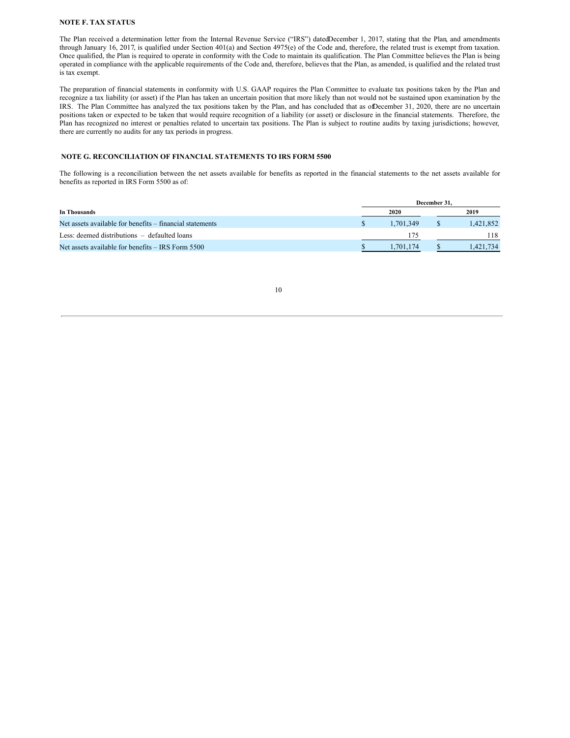**NOTE F. TAX STATUS**

The Plan received a determination letter from the Internal Revenue Service ("IRS") dated December 1, 2017, stating that the Plan, and amendments through January 16, 2017, is qualified under Section 401(a) and Section 4975(e) of the Code and, therefore, the related trust is exempt from taxation. Once qualified, the Plan is required to operate in conformity with the Code to maintain its qualification. The Plan Committee believes the Plan is being operated in compliance with the applicable requirements of the Code and, therefore, believes that the Plan, as amended, is qualified and the related trust is tax exempt.

The preparation of financial statements in conformity with U.S. GAAP requires the Plan Committee to evaluate tax positions taken by the Plan and recognize a tax liability (or asset) if the Plan has taken an uncertain position that more likely than not would not be sustained upon examination by the IRS. The Plan Committee has analyzed the tax positions taken by the Plan, and has concluded that as of December 31, 2020, there are no uncertain positions taken or expected to be taken that would require recognition of a liability (or asset) or disclosure in the financial statements. Therefore, the Plan has recognized no interest or penalties related to uncertain tax positions. The Plan is subject to routine audits by taxing jurisdictions; however, there are currently no audits for any tax periods in progress.

**NOTE G. RECONCILIATION OF FINANCIAL STATEMENTS TO IRS FORM 5500**

The following is a reconciliation between the net assets available for benefits as reported in the financial statements to the net assets available for benefits as reported in IRS Form 5500 as of:

| In Thousands | December 31, 2020 | December 31, 2019 |
|---|---|---|
| Net assets available for benefits – financial statements | $ 1,701,349 | $ 1,421,852 |
| Less: deemed distributions – defaulted loans | 175 | 118 |
| Net assets available for benefits – IRS Form 5500 | $ 1,701,174 | $ 1,421,734 |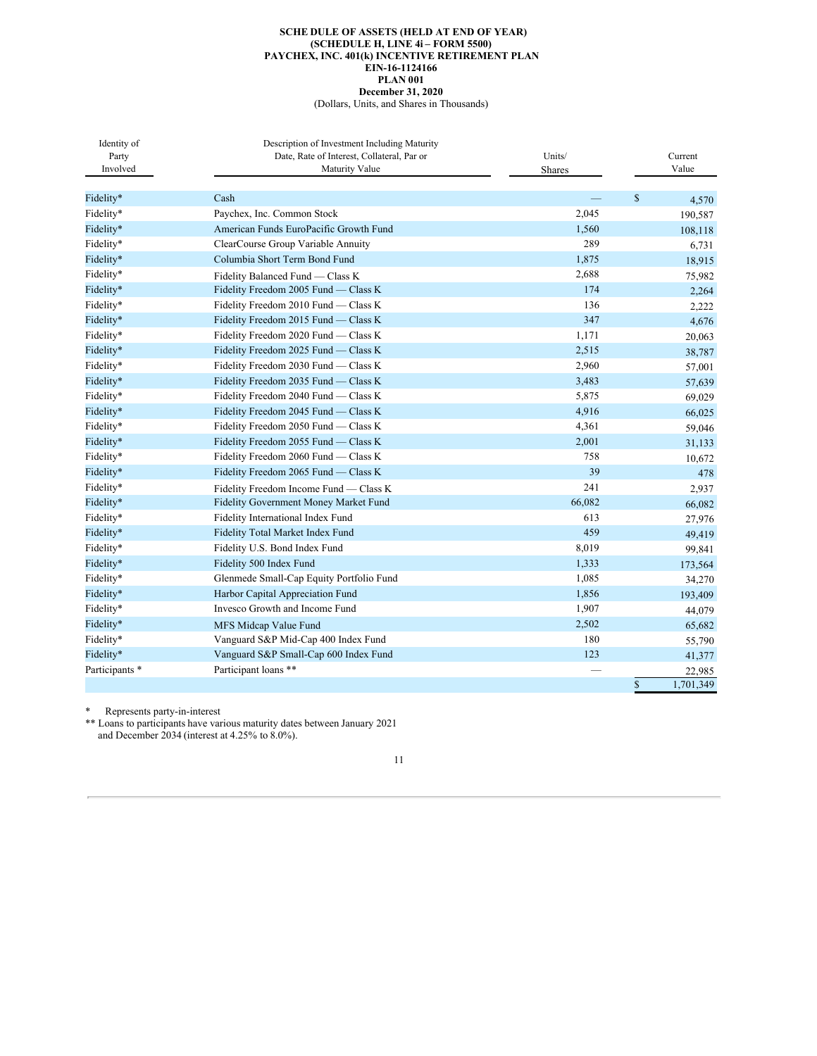**SCHEDULE OF ASSETS (HELD AT END OF YEAR)**
**(SCHEDULE H, LINE 4i – FORM 5500)**
**PAYCHEX, INC. 401(k) INCENTIVE RETIREMENT PLAN**
**EIN-16-1124166**
**PLAN 001**
**December 31, 2020**
(Dollars, Units, and Shares in Thousands)

| Identity of Party Involved | Description of Investment Including Maturity Date, Rate of Interest, Collateral, Par or Maturity Value | Units/ Shares | Current Value |
|---|---|---|---|
| Fidelity* | Cash | — | $ 4,570 |
| Fidelity* | Paychex, Inc. Common Stock | 2,045 | 190,587 |
| Fidelity* | American Funds EuroPacific Growth Fund | 1,560 | 108,118 |
| Fidelity* | ClearCourse Group Variable Annuity | 289 | 6,731 |
| Fidelity* | Columbia Short Term Bond Fund | 1,875 | 18,915 |
| Fidelity* | Fidelity Balanced Fund — Class K | 2,688 | 75,982 |
| Fidelity* | Fidelity Freedom 2005 Fund — Class K | 174 | 2,264 |
| Fidelity* | Fidelity Freedom 2010 Fund — Class K | 136 | 2,222 |
| Fidelity* | Fidelity Freedom 2015 Fund — Class K | 347 | 4,676 |
| Fidelity* | Fidelity Freedom 2020 Fund — Class K | 1,171 | 20,063 |
| Fidelity* | Fidelity Freedom 2025 Fund — Class K | 2,515 | 38,787 |
| Fidelity* | Fidelity Freedom 2030 Fund — Class K | 2,960 | 57,001 |
| Fidelity* | Fidelity Freedom 2035 Fund — Class K | 3,483 | 57,639 |
| Fidelity* | Fidelity Freedom 2040 Fund — Class K | 5,875 | 69,029 |
| Fidelity* | Fidelity Freedom 2045 Fund — Class K | 4,916 | 66,025 |
| Fidelity* | Fidelity Freedom 2050 Fund — Class K | 4,361 | 59,046 |
| Fidelity* | Fidelity Freedom 2055 Fund — Class K | 2,001 | 31,133 |
| Fidelity* | Fidelity Freedom 2060 Fund — Class K | 758 | 10,672 |
| Fidelity* | Fidelity Freedom 2065 Fund — Class K | 39 | 478 |
| Fidelity* | Fidelity Freedom Income Fund — Class K | 241 | 2,937 |
| Fidelity* | Fidelity Government Money Market Fund | 66,082 | 66,082 |
| Fidelity* | Fidelity International Index Fund | 613 | 27,976 |
| Fidelity* | Fidelity Total Market Index Fund | 459 | 49,419 |
| Fidelity* | Fidelity U.S. Bond Index Fund | 8,019 | 99,841 |
| Fidelity* | Fidelity 500 Index Fund | 1,333 | 173,564 |
| Fidelity* | Glenmede Small-Cap Equity Portfolio Fund | 1,085 | 34,270 |
| Fidelity* | Harbor Capital Appreciation Fund | 1,856 | 193,409 |
| Fidelity* | Invesco Growth and Income Fund | 1,907 | 44,079 |
| Fidelity* | MFS Midcap Value Fund | 2,502 | 65,682 |
| Fidelity* | Vanguard S&P Mid-Cap 400 Index Fund | 180 | 55,790 |
| Fidelity* | Vanguard S&P Small-Cap 600 Index Fund | 123 | 41,377 |
| Participants * | Participant loans ** | — | 22,985 |
| | | | $ 1,701,349 |

\* Represents party-in-interest

** Loans to participants have various maturity dates between January 2021 and December 2034 (interest at 4.25% to 8.0%).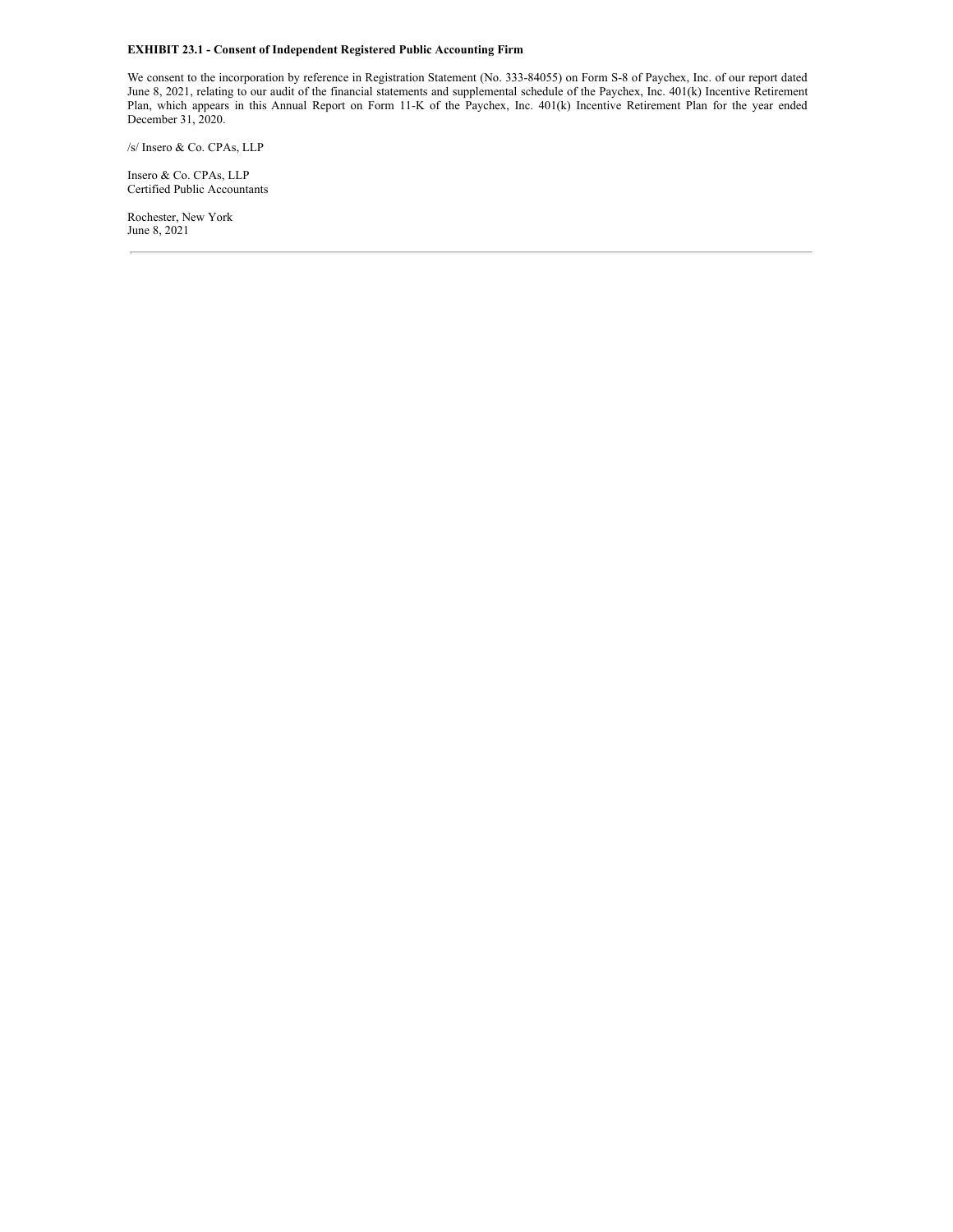**EXHIBIT 23.1 - Consent of Independent Registered Public Accounting Firm**

We consent to the incorporation by reference in Registration Statement (No. 333-84055) on Form S-8 of Paychex, Inc. of our report dated June 8, 2021, relating to our audit of the financial statements and supplemental schedule of the Paychex, Inc. 401(k) Incentive Retirement Plan, which appears in this Annual Report on Form 11-K of the Paychex, Inc. 401(k) Incentive Retirement Plan for the year ended December 31, 2020.

/s/ Insero & Co. CPAs, LLP

Insero & Co. CPAs, LLP
Certified Public Accountants

Rochester, New York
June 8, 2021